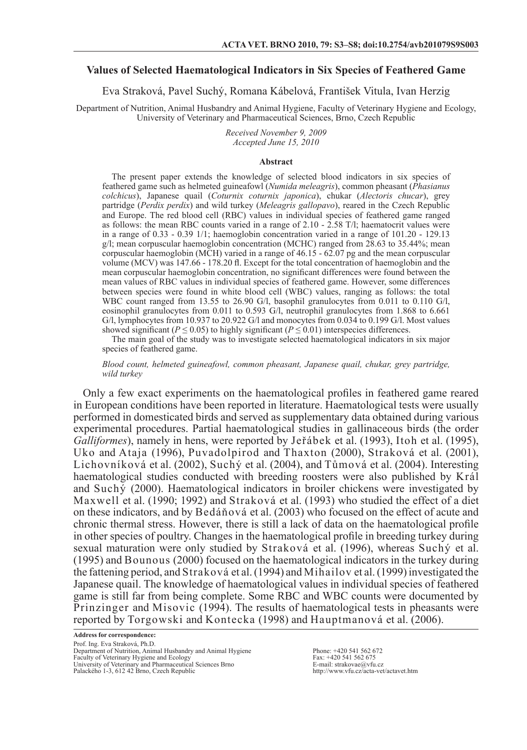# Values of Selected Haematological Indicators in Six Species of Feathered Game

Eva Straková, Pavel Suchý, Romana Kábelová, František Vitula, Ivan Herzig

Department of Nutrition, Animal Husbandry and Animal Hygiene, Faculty of Veterinary Hygiene and Ecology, University of Veterinary and Pharmaceutical Sciences, Brno, Czech Republic

*Received November 9, 2009*
*Accepted June 15, 2010*

## Abstract

The present paper extends the knowledge of selected blood indicators in six species of feathered game such as helmeted guineafowl (*Numida meleagris*), common pheasant (*Phasianus colchicus*), Japanese quail (*Coturnix coturnix japonica*), chukar (*Alectoris chucar*), grey partridge (*Perdix perdix*) and wild turkey (*Meleagris gallopavo*), reared in the Czech Republic and Europe. The red blood cell (RBC) values in individual species of feathered game ranged as follows: the mean RBC counts varied in a range of 2.10 - 2.58 T/l; haematocrit values were in a range of 0.33 - 0.39 1/1; haemoglobin concentration varied in a range of 101.20 - 129.13 g/l; mean corpuscular haemoglobin concentration (MCHC) ranged from 28.63 to 35.44%; mean corpuscular haemoglobin (MCH) varied in a range of 46.15 - 62.07 pg and the mean corpuscular volume (MCV) was 147.66 - 178.20 fl. Except for the total concentration of haemoglobin and the mean corpuscular haemoglobin concentration, no significant differences were found between the mean values of RBC values in individual species of feathered game. However, some differences between species were found in white blood cell (WBC) values, ranging as follows: the total WBC count ranged from 13.55 to 26.90 G/l, basophil granulocytes from 0.011 to 0.110 G/l, eosinophil granulocytes from 0.011 to 0.593 G/l, neutrophil granulocytes from 1.868 to 6.661 G/l, lymphocytes from 10.937 to 20.922 G/l and monocytes from 0.034 to 0.199 G/l. Most values showed significant ($P \leq 0.05$) to highly significant ($P \leq 0.01$) interspecies differences.

The main goal of the study was to investigate selected haematological indicators in six major species of feathered game.

*Blood count, helmeted guineafowl, common pheasant, Japanese quail, chukar, grey partridge, wild turkey*

Only a few exact experiments on the haematological profiles in feathered game reared in European conditions have been reported in literature. Haematological tests were usually performed in domesticated birds and served as supplementary data obtained during various experimental procedures. Partial haematological studies in gallinaceous birds (the order *Galliformes*), namely in hens, were reported by Jeřábek et al. (1993), Itoh et al. (1995), Uko and Ataja (1996), Puvadolpirod and Thaxton (2000), Straková et al. (2001), Lichovníková et al. (2002), Suchý et al. (2004), and Tůmová et al. (2004). Interesting haematological studies conducted with breeding roosters were also published by Král and Suchý (2000). Haematological indicators in broiler chickens were investigated by Maxwell et al. (1990; 1992) and Straková et al. (1993) who studied the effect of a diet on these indicators, and by Bedáňová et al. (2003) who focused on the effect of acute and chronic thermal stress. However, there is still a lack of data on the haematological profile in other species of poultry. Changes in the haematological profile in breeding turkey during sexual maturation were only studied by Straková et al. (1996), whereas Suchý et al. (1995) and Bounous (2000) focused on the haematological indicators in the turkey during the fattening period, and Straková et al. (1994) and Mihailov et al. (1999) investigated the Japanese quail. The knowledge of haematological values in individual species of feathered game is still far from being complete. Some RBC and WBC counts were documented by Prinzinger and Misovic (1994). The results of haematological tests in pheasants were reported by Torgowski and Kontecka (1998) and Hauptmanová et al. (2006).

**Address for correspondence:**
Prof. Ing. Eva Straková, Ph.D.
Department of Nutrition, Animal Husbandry and Animal Hygiene
Faculty of Veterinary Hygiene and Ecology
University of Veterinary and Pharmaceutical Sciences Brno
Palackého 1-3, 612 42 Brno, Czech Republic

Phone: +420 541 562 672
Fax: +420 541 562 675
E-mail: strakovae@vfu.cz
http://www.vfu.cz/acta-vet/actavet.htm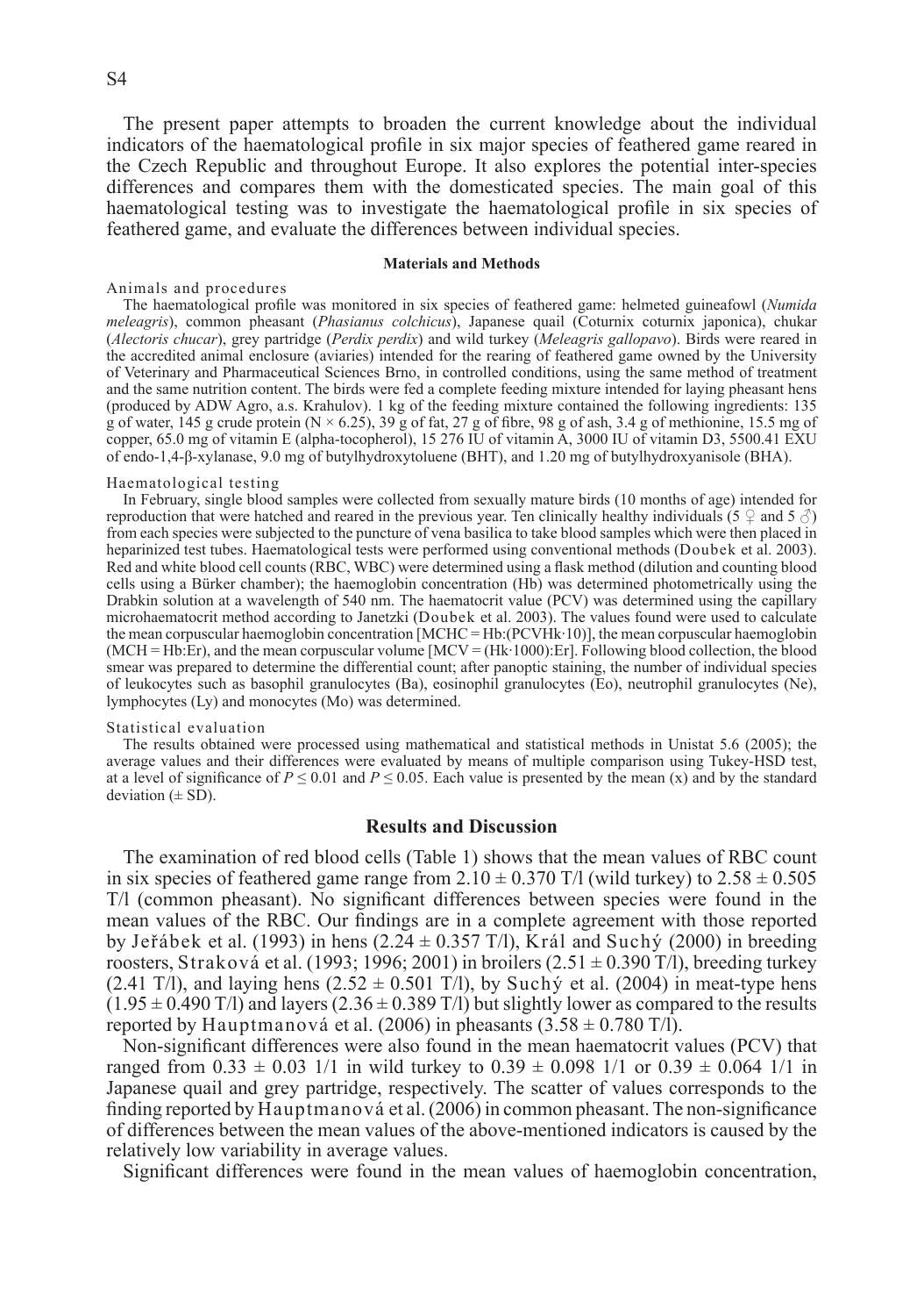The present paper attempts to broaden the current knowledge about the individual indicators of the haematological profile in six major species of feathered game reared in the Czech Republic and throughout Europe. It also explores the potential inter-species differences and compares them with the domesticated species. The main goal of this haematological testing was to investigate the haematological profile in six species of feathered game, and evaluate the differences between individual species.

## Materials and Methods

### Animals and procedures

The haematological profile was monitored in six species of feathered game: helmeted guineafowl (*Numida meleagris*), common pheasant (*Phasianus colchicus*), Japanese quail (Coturnix coturnix japonica), chukar (*Alectoris chucar*), grey partridge (*Perdix perdix*) and wild turkey (*Meleagris gallopavo*). Birds were reared in the accredited animal enclosure (aviaries) intended for the rearing of feathered game owned by the University of Veterinary and Pharmaceutical Sciences Brno, in controlled conditions, using the same method of treatment and the same nutrition content. The birds were fed a complete feeding mixture intended for laying pheasant hens (produced by ADW Agro, a.s. Krahulov). 1 kg of the feeding mixture contained the following ingredients: 135 g of water, 145 g crude protein (N × 6.25), 39 g of fat, 27 g of fibre, 98 g of ash, 3.4 g of methionine, 15.5 mg of copper, 65.0 mg of vitamin E (alpha-tocopherol), 15 276 IU of vitamin A, 3000 IU of vitamin D3, 5500.41 EXU of endo-1,4-β-xylanase, 9.0 mg of butylhydroxytoluene (BHT), and 1.20 mg of butylhydroxyanisole (BHA).

### Haematological testing

In February, single blood samples were collected from sexually mature birds (10 months of age) intended for reproduction that were hatched and reared in the previous year. Ten clinically healthy individuals (5 ♀ and 5 ♂) from each species were subjected to the puncture of vena basilica to take blood samples which were then placed in heparinized test tubes. Haematological tests were performed using conventional methods (Doubek et al. 2003). Red and white blood cell counts (RBC, WBC) were determined using a flask method (dilution and counting blood cells using a Bürker chamber); the haemoglobin concentration (Hb) was determined photometrically using the Drabkin solution at a wavelength of 540 nm. The haematocrit value (PCV) was determined using the capillary microhaematocrit method according to Janetzki (Doubek et al. 2003). The values found were used to calculate the mean corpuscular haemoglobin concentration [MCHC = Hb:(PCVHk·10)], the mean corpuscular haemoglobin (MCH = Hb:Er), and the mean corpuscular volume [MCV = (Hk·1000):Er]. Following blood collection, the blood smear was prepared to determine the differential count; after panoptic staining, the number of individual species of leukocytes such as basophil granulocytes (Ba), eosinophil granulocytes (Eo), neutrophil granulocytes (Ne), lymphocytes (Ly) and monocytes (Mo) was determined.

### Statistical evaluation

The results obtained were processed using mathematical and statistical methods in Unistat 5.6 (2005); the average values and their differences were evaluated by means of multiple comparison using Tukey-HSD test, at a level of significance of $P \leq 0.01$ and $P \leq 0.05$. Each value is presented by the mean (x) and by the standard deviation (± SD).

## Results and Discussion

The examination of red blood cells (Table 1) shows that the mean values of RBC count in six species of feathered game range from 2.10 ± 0.370 T/l (wild turkey) to 2.58 ± 0.505 T/l (common pheasant). No significant differences between species were found in the mean values of the RBC. Our findings are in a complete agreement with those reported by Jeřábek et al. (1993) in hens (2.24 ± 0.357 T/l), Král and Suchý (2000) in breeding roosters, Straková et al. (1993; 1996; 2001) in broilers (2.51 ± 0.390 T/l), breeding turkey (2.41 T/l), and laying hens (2.52 ± 0.501 T/l), by Suchý et al. (2004) in meat-type hens (1.95 ± 0.490 T/l) and layers (2.36 ± 0.389 T/l) but slightly lower as compared to the results reported by Hauptmanová et al. (2006) in pheasants (3.58 ± 0.780 T/l).

Non-significant differences were also found in the mean haematocrit values (PCV) that ranged from 0.33 ± 0.03 1/1 in wild turkey to 0.39 ± 0.098 1/1 or 0.39 ± 0.064 1/1 in Japanese quail and grey partridge, respectively. The scatter of values corresponds to the finding reported by Hauptmanová et al. (2006) in common pheasant. The non-significance of differences between the mean values of the above-mentioned indicators is caused by the relatively low variability in average values.

Significant differences were found in the mean values of haemoglobin concentration,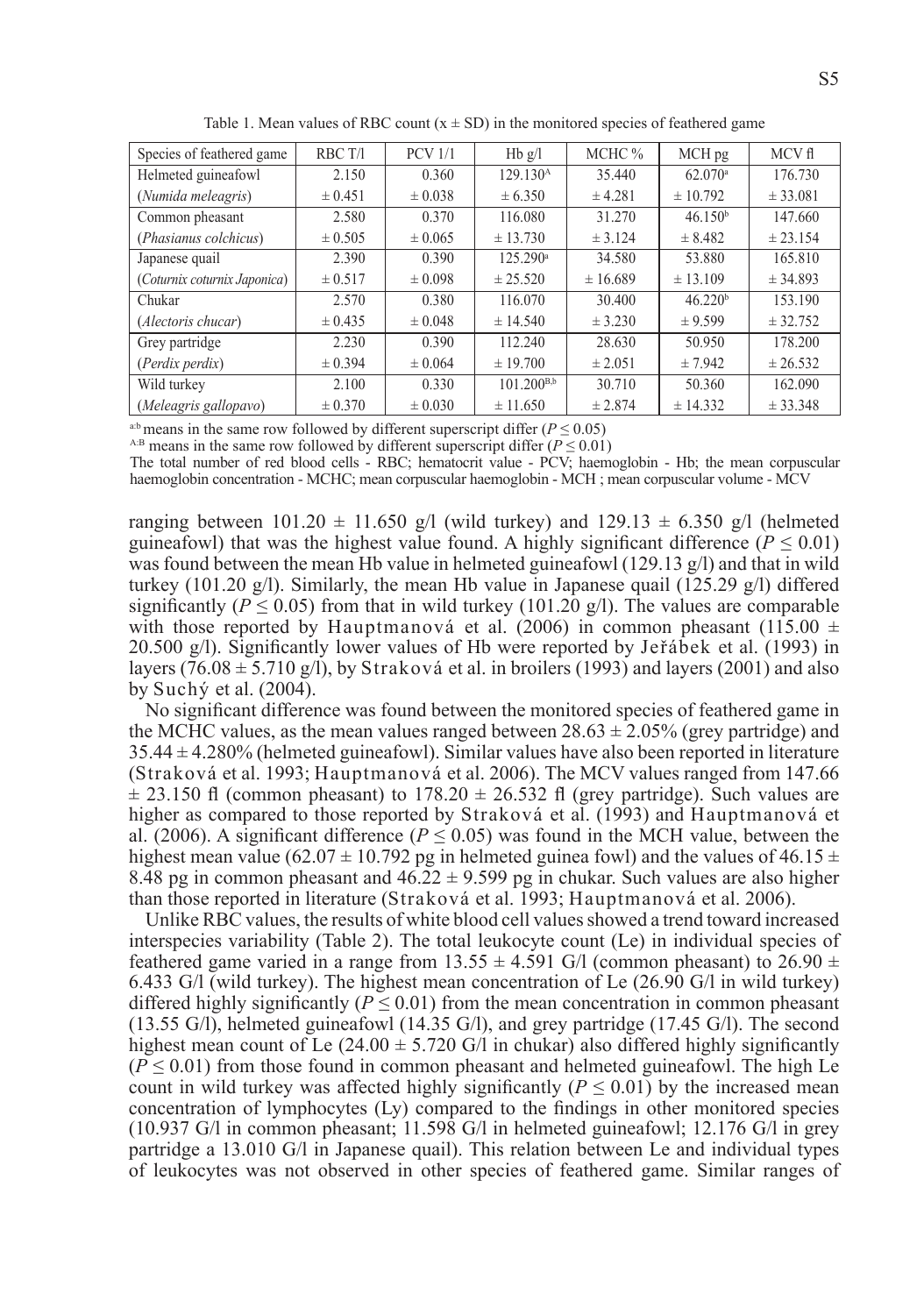Table 1. Mean values of RBC count (x ± SD) in the monitored species of feathered game

| Species of feathered game | RBC T/l | PCV 1/1 | Hb g/l | MCHC % | MCH pg | MCV fl |
|---|---|---|---|---|---|---|
| Helmeted guineafowl | 2.150 | 0.360 | 129.130[A] | 35.440 | 62.070[a] | 176.730 |
| (*Numida meleagris*) | ± 0.451 | ± 0.038 | ± 6.350 | ± 4.281 | ± 10.792 | ± 33.081 |
| Common pheasant | 2.580 | 0.370 | 116.080 | 31.270 | 46.150[b] | 147.660 |
| (*Phasianus colchicus*) | ± 0.505 | ± 0.065 | ± 13.730 | ± 3.124 | ± 8.482 | ± 23.154 |
| Japanese quail | 2.390 | 0.390 | 125.290[a] | 34.580 | 53.880 | 165.810 |
| (*Coturnix coturnix Japonica*) | ± 0.517 | ± 0.098 | ± 25.520 | ± 16.689 | ± 13.109 | ± 34.893 |
| Chukar | 2.570 | 0.380 | 116.070 | 30.400 | 46.220[b] | 153.190 |
| (*Alectoris chucar*) | ± 0.435 | ± 0.048 | ± 14.540 | ± 3.230 | ± 9.599 | ± 32.752 |
| Grey partridge | 2.230 | 0.390 | 112.240 | 28.630 | 50.950 | 178.200 |
| (*Perdix perdix*) | ± 0.394 | ± 0.064 | ± 19.700 | ± 2.051 | ± 7.942 | ± 26.532 |
| Wild turkey | 2.100 | 0.330 | 101.200[B,b] | 30.710 | 50.360 | 162.090 |
| (*Meleagris gallopavo*) | ± 0.370 | ± 0.030 | ± 11.650 | ± 2.874 | ± 14.332 | ± 33.348 |

[a:b] means in the same row followed by different superscript differ ($P \leq 0.05$)
[A:B] means in the same row followed by different superscript differ ($P \leq 0.01$)
The total number of red blood cells - RBC; hematocrit value - PCV; haemoglobin - Hb; the mean corpuscular haemoglobin concentration - MCHC; mean corpuscular haemoglobin - MCH ; mean corpuscular volume - MCV

ranging between 101.20 ± 11.650 g/l (wild turkey) and 129.13 ± 6.350 g/l (helmeted guineafowl) that was the highest value found. A highly significant difference ($P \leq 0.01$) was found between the mean Hb value in helmeted guineafowl (129.13 g/l) and that in wild turkey (101.20 g/l). Similarly, the mean Hb value in Japanese quail (125.29 g/l) differed significantly ($P \leq 0.05$) from that in wild turkey (101.20 g/l). The values are comparable with those reported by Hauptmanová et al. (2006) in common pheasant (115.00 ± 20.500 g/l). Significantly lower values of Hb were reported by Jeřábek et al. (1993) in layers (76.08 ± 5.710 g/l), by Straková et al. in broilers (1993) and layers (2001) and also by Suchý et al. (2004).

No significant difference was found between the monitored species of feathered game in the MCHC values, as the mean values ranged between 28.63 ± 2.05% (grey partridge) and 35.44 ± 4.280% (helmeted guineafowl). Similar values have also been reported in literature (Straková et al. 1993; Hauptmanová et al. 2006). The MCV values ranged from 147.66 ± 23.150 fl (common pheasant) to 178.20 ± 26.532 fl (grey partridge). Such values are higher as compared to those reported by Straková et al. (1993) and Hauptmanová et al. (2006). A significant difference ($P \leq 0.05$) was found in the MCH value, between the highest mean value (62.07 ± 10.792 pg in helmeted guinea fowl) and the values of 46.15 ± 8.48 pg in common pheasant and 46.22 ± 9.599 pg in chukar. Such values are also higher than those reported in literature (Straková et al. 1993; Hauptmanová et al. 2006).

Unlike RBC values, the results of white blood cell values showed a trend toward increased interspecies variability (Table 2). The total leukocyte count (Le) in individual species of feathered game varied in a range from 13.55 ± 4.591 G/l (common pheasant) to 26.90 ± 6.433 G/l (wild turkey). The highest mean concentration of Le (26.90 G/l in wild turkey) differed highly significantly ($P \leq 0.01$) from the mean concentration in common pheasant (13.55 G/l), helmeted guineafowl (14.35 G/l), and grey partridge (17.45 G/l). The second highest mean count of Le (24.00 ± 5.720 G/l in chukar) also differed highly significantly ($P \leq 0.01$) from those found in common pheasant and helmeted guineafowl. The high Le count in wild turkey was affected highly significantly ($P \leq 0.01$) by the increased mean concentration of lymphocytes (Ly) compared to the findings in other monitored species (10.937 G/l in common pheasant; 11.598 G/l in helmeted guineafowl; 12.176 G/l in grey partridge a 13.010 G/l in Japanese quail). This relation between Le and individual types of leukocytes was not observed in other species of feathered game. Similar ranges of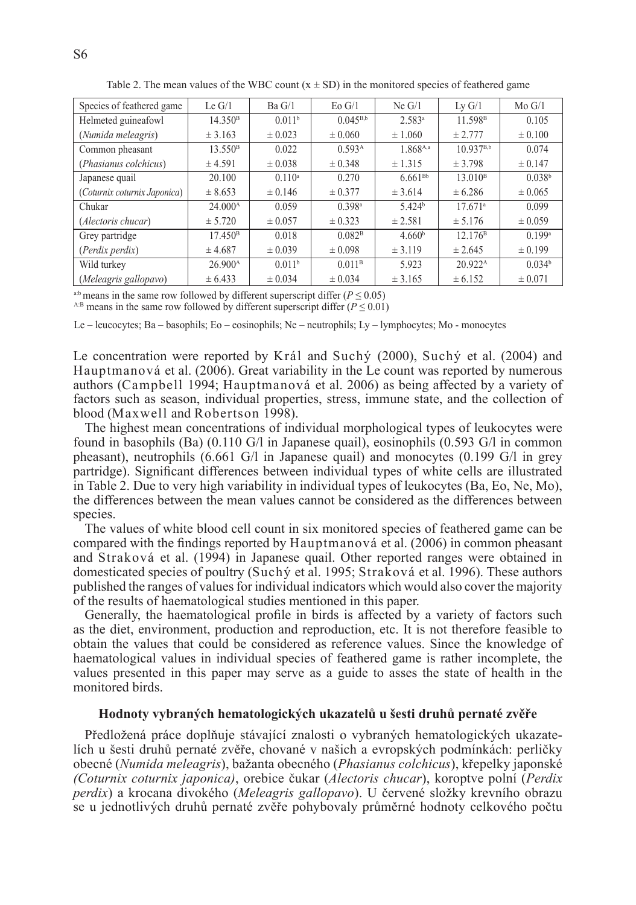Table 2. The mean values of the WBC count ($x \pm SD$) in the monitored species of feathered game

| Species of feathered game | Le G/l | Ba G/l | Eo G/l | Ne G/l | Ly G/l | Mo G/l |
|---|---|---|---|---|---|---|
| Helmeted guineafowl | $14.350^{B}$ | $0.011^{b}$ | $0.045^{B,b}$ | $2.583^{a}$ | $11.598^{B}$ | 0.105 |
| (*Numida meleagris*) | ± 3.163 | ± 0.023 | ± 0.060 | ± 1.060 | ± 2.777 | ± 0.100 |
| Common pheasant | $13.550^{B}$ | 0.022 | $0.593^{A}$ | $1.868^{A,a}$ | $10.937^{B,b}$ | 0.074 |
| (*Phasianus colchicus*) | ± 4.591 | ± 0.038 | ± 0.348 | ± 1.315 | ± 3.798 | ± 0.147 |
| Japanese quail | 20.100 | $0.110^{a}$ | 0.270 | $6.661^{Bb}$ | $13.010^{B}$ | $0.038^{b}$ |
| (*Coturnix coturnix Japonica*) | ± 8.653 | ± 0.146 | ± 0.377 | ± 3.614 | ± 6.286 | ± 0.065 |
| Chukar | $24.000^{A}$ | 0.059 | $0.398^{a}$ | $5.424^{b}$ | $17.671^{a}$ | 0.099 |
| (*Alectoris chucar*) | ± 5.720 | ± 0.057 | ± 0.323 | ± 2.581 | ± 5.176 | ± 0.059 |
| Grey partridge | $17.450^{B}$ | 0.018 | $0.082^{B}$ | $4.660^{b}$ | $12.176^{B}$ | $0.199^{a}$ |
| (*Perdix perdix*) | ± 4.687 | ± 0.039 | ± 0.098 | ± 3.119 | ± 2.645 | ± 0.199 |
| Wild turkey | $26.900^{A}$ | $0.011^{b}$ | $0.011^{B}$ | 5.923 | $20.922^{A}$ | $0.034^{b}$ |
| (*Meleagris gallopavo*) | ± 6.433 | ± 0.034 | ± 0.034 | ± 3.165 | ± 6.152 | ± 0.071 |

$^{a:b}$ means in the same row followed by different superscript differ ($P \leq 0.05$)
$^{A:B}$ means in the same row followed by different superscript differ ($P \leq 0.01$)

Le – leucocytes; Ba – basophils; Eo – eosinophils; Ne – neutrophils; Ly – lymphocytes; Mo - monocytes

Le concentration were reported by Král and Suchý (2000), Suchý et al. (2004) and Hauptmanová et al. (2006). Great variability in the Le count was reported by numerous authors (Campbell 1994; Hauptmanová et al. 2006) as being affected by a variety of factors such as season, individual properties, stress, immune state, and the collection of blood (Maxwell and Robertson 1998).

The highest mean concentrations of individual morphological types of leukocytes were found in basophils (Ba) (0.110 G/l in Japanese quail), eosinophils (0.593 G/l in common pheasant), neutrophils (6.661 G/l in Japanese quail) and monocytes (0.199 G/l in grey partridge). Significant differences between individual types of white cells are illustrated in Table 2. Due to very high variability in individual types of leukocytes (Ba, Eo, Ne, Mo), the differences between the mean values cannot be considered as the differences between species.

The values of white blood cell count in six monitored species of feathered game can be compared with the findings reported by Hauptmanová et al. (2006) in common pheasant and Straková et al. (1994) in Japanese quail. Other reported ranges were obtained in domesticated species of poultry (Suchý et al. 1995; Straková et al. 1996). These authors published the ranges of values for individual indicators which would also cover the majority of the results of haematological studies mentioned in this paper.

Generally, the haematological profile in birds is affected by a variety of factors such as the diet, environment, production and reproduction, etc. It is not therefore feasible to obtain the values that could be considered as reference values. Since the knowledge of haematological values in individual species of feathered game is rather incomplete, the values presented in this paper may serve as a guide to asses the state of health in the monitored birds.

### Hodnoty vybraných hematologických ukazatelů u šesti druhů pernaté zvěře

Předložená práce doplňuje stávající znalosti o vybraných hematologických ukazatelích u šesti druhů pernaté zvěře, chované v našich a evropských podmínkách: perličky obecné (*Numida meleagris*), bažanta obecného (*Phasianus colchicus*), křepelky japonské *(Coturnix coturnix japonica)*, orebice čukar (*Alectoris chucar*), koroptve polní (*Perdix perdix*) a krocana divokého (*Meleagris gallopavo*). U červené složky krevního obrazu se u jednotlivých druhů pernaté zvěře pohybovaly průměrné hodnoty celkového počtu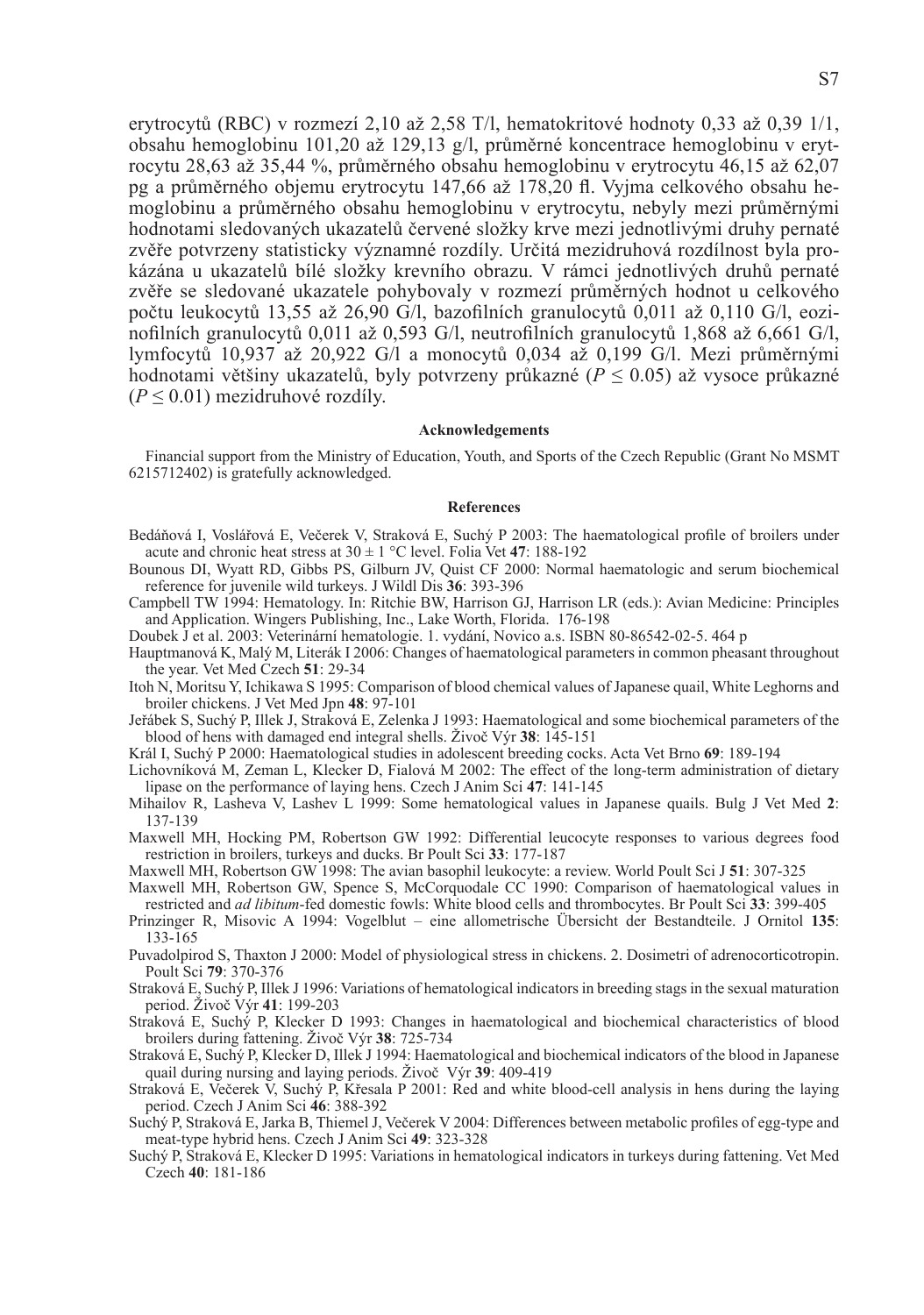erytrocytů (RBC) v rozmezí 2,10 až 2,58 T/l, hematokritové hodnoty 0,33 až 0,39 1/1, obsahu hemoglobinu 101,20 až 129,13 g/l, průměrné koncentrace hemoglobinu v erytrocytu 28,63 až 35,44 %, průměrného obsahu hemoglobinu v erytrocytu 46,15 až 62,07 pg a průměrného objemu erytrocytu 147,66 až 178,20 fl. Vyjma celkového obsahu hemoglobinu a průměrného obsahu hemoglobinu v erytrocytu, nebyly mezi průměrnými hodnotami sledovaných ukazatelů červené složky krve mezi jednotlivými druhy pernaté zvěře potvrzeny statisticky významné rozdíly. Určitá mezidruhová rozdílnost byla prokázána u ukazatelů bílé složky krevního obrazu. V rámci jednotlivých druhů pernaté zvěře se sledované ukazatele pohybovaly v rozmezí průměrných hodnot u celkového počtu leukocytů 13,55 až 26,90 G/l, bazofilních granulocytů 0,011 až 0,110 G/l, eozinofilních granulocytů 0,011 až 0,593 G/l, neutrofilních granulocytů 1,868 až 6,661 G/l, lymfocytů 10,937 až 20,922 G/l a monocytů 0,034 až 0,199 G/l. Mezi průměrnými hodnotami většiny ukazatelů, byly potvrzeny průkazné ($P \leq 0.05$) až vysoce průkazné ($P \leq 0.01$) mezidruhové rozdíly.

#### Acknowledgements

Financial support from the Ministry of Education, Youth, and Sports of the Czech Republic (Grant No MSMT 6215712402) is gratefully acknowledged.

#### References

Bedáňová I, Voslářová E, Večerek V, Straková E, Suchý P 2003: The haematological profile of broilers under acute and chronic heat stress at 30 ± 1 °C level. Folia Vet **47**: 188-192

Bounous DI, Wyatt RD, Gibbs PS, Gilburn JV, Quist CF 2000: Normal haematologic and serum biochemical reference for juvenile wild turkeys. J Wildl Dis **36**: 393-396

Campbell TW 1994: Hematology. In: Ritchie BW, Harrison GJ, Harrison LR (eds.): Avian Medicine: Principles and Application. Wingers Publishing, Inc., Lake Worth, Florida. 176-198

Doubek J et al. 2003: Veterinární hematologie. 1. vydání, Novico a.s. ISBN 80-86542-02-5. 464 p

Hauptmanová K, Malý M, Literák I 2006: Changes of haematological parameters in common pheasant throughout the year. Vet Med Czech **51**: 29-34

Itoh N, Moritsu Y, Ichikawa S 1995: Comparison of blood chemical values of Japanese quail, White Leghorns and broiler chickens. J Vet Med Jpn **48**: 97-101

Jeřábek S, Suchý P, Illek J, Straková E, Zelenka J 1993: Haematological and some biochemical parameters of the blood of hens with damaged end integral shells. Živoč Výr **38**: 145-151

Král I, Suchý P 2000: Haematological studies in adolescent breeding cocks. Acta Vet Brno **69**: 189-194

Lichovníková M, Zeman L, Klecker D, Fialová M 2002: The effect of the long-term administration of dietary lipase on the performance of laying hens. Czech J Anim Sci **47**: 141-145

Mihailov R, Lasheva V, Lashev L 1999: Some hematological values in Japanese quails. Bulg J Vet Med **2**: 137-139

Maxwell MH, Hocking PM, Robertson GW 1992: Differential leucocyte responses to various degrees food restriction in broilers, turkeys and ducks. Br Poult Sci **33**: 177-187

Maxwell MH, Robertson GW 1998: The avian basophil leukocyte: a review. World Poult Sci J **51**: 307-325

Maxwell MH, Robertson GW, Spence S, McCorquodale CC 1990: Comparison of haematological values in restricted and *ad libitum*-fed domestic fowls: White blood cells and thrombocytes. Br Poult Sci **33**: 399-405

Prinzinger R, Misovic A 1994: Vogelblut – eine allometrische Übersicht der Bestandteile. J Ornitol **135**: 133-165

Puvadolpirod S, Thaxton J 2000: Model of physiological stress in chickens. 2. Dosimetri of adrenocorticotropin. Poult Sci **79**: 370-376

Straková E, Suchý P, Illek J 1996: Variations of hematological indicators in breeding stags in the sexual maturation period. Živoč Výr **41**: 199-203

Straková E, Suchý P, Klecker D 1993: Changes in haematological and biochemical characteristics of blood broilers during fattening. Živoč Výr **38**: 725-734

Straková E, Suchý P, Klecker D, Illek J 1994: Haematological and biochemical indicators of the blood in Japanese quail during nursing and laying periods. Živoč Výr **39**: 409-419

Straková E, Večerek V, Suchý P, Křesala P 2001: Red and white blood-cell analysis in hens during the laying period. Czech J Anim Sci **46**: 388-392

Suchý P, Straková E, Jarka B, Thiemel J, Večerek V 2004: Differences between metabolic profiles of egg-type and meat-type hybrid hens. Czech J Anim Sci **49**: 323-328

Suchý P, Straková E, Klecker D 1995: Variations in hematological indicators in turkeys during fattening. Vet Med Czech **40**: 181-186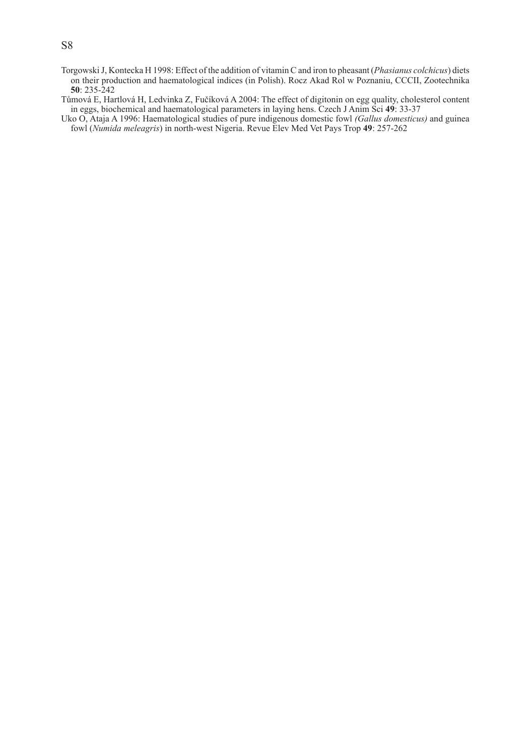Torgowski J, Kontecka H 1998: Effect of the addition of vitamin C and iron to pheasant (*Phasianus colchicus*) diets on their production and haematological indices (in Polish). Rocz Akad Rol w Poznaniu, CCCII, Zootechnika **50**: 235-242

Tůmová E, Hartlová H, Ledvinka Z, Fučíková A 2004: The effect of digitonin on egg quality, cholesterol content in eggs, biochemical and haematological parameters in laying hens. Czech J Anim Sci **49**: 33-37

Uko O, Ataja A 1996: Haematological studies of pure indigenous domestic fowl *(Gallus domesticus)* and guinea fowl (*Numida meleagris*) in north-west Nigeria. Revue Elev Med Vet Pays Trop **49**: 257-262